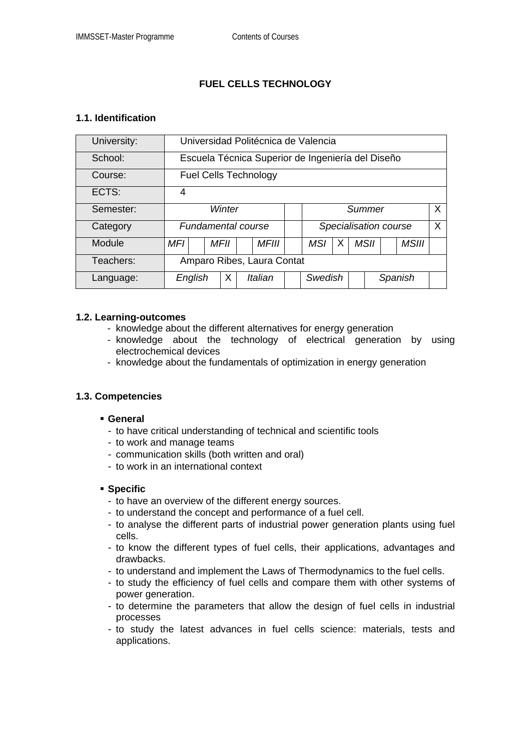# FUEL CELLS TECHNOLOGY

## 1.1. Identification

| University: | Universidad Politécnica de Valencia | | | | | | | | | | | |
|---|---|---|---|---|---|---|---|---|---|---|---|---|
| School: | Escuela Técnica Superior de Ingeniería del Diseño | | | | | | | | | | | |
| Course: | Fuel Cells Technology | | | | | | | | | | | |
| ECTS: | 4 | | | | | | | | | | | |
| Semester: | *Winter* | | | | | | *Summer* | | | | | X |
| Category | *Fundamental course* | | | | | | *Specialisation course* | | | | | X |
| Module | *MFI* | | *MFII* | | *MFIII* | | *MSI* | X | *MSII* | | *MSIII* | |
| Teachers: | Amparo Ribes, Laura Contat | | | | | | | | | | | |
| Language: | *English* | X | *Italian* | | *Swedish* | | *Spanish* | | | | | |

## 1.2. Learning-outcomes

- knowledge about the different alternatives for energy generation
- knowledge about the technology of electrical generation by using electrochemical devices
- knowledge about the fundamentals of optimization in energy generation

## 1.3. Competencies

- **General**
  - to have critical understanding of technical and scientific tools
  - to work and manage teams
  - communication skills (both written and oral)
  - to work in an international context

- **Specific**
  - to have an overview of the different energy sources.
  - to understand the concept and performance of a fuel cell.
  - to analyse the different parts of industrial power generation plants using fuel cells.
  - to know the different types of fuel cells, their applications, advantages and drawbacks.
  - to understand and implement the Laws of Thermodynamics to the fuel cells.
  - to study the efficiency of fuel cells and compare them with other systems of power generation.
  - to determine the parameters that allow the design of fuel cells in industrial processes
  - to study the latest advances in fuel cells science: materials, tests and applications.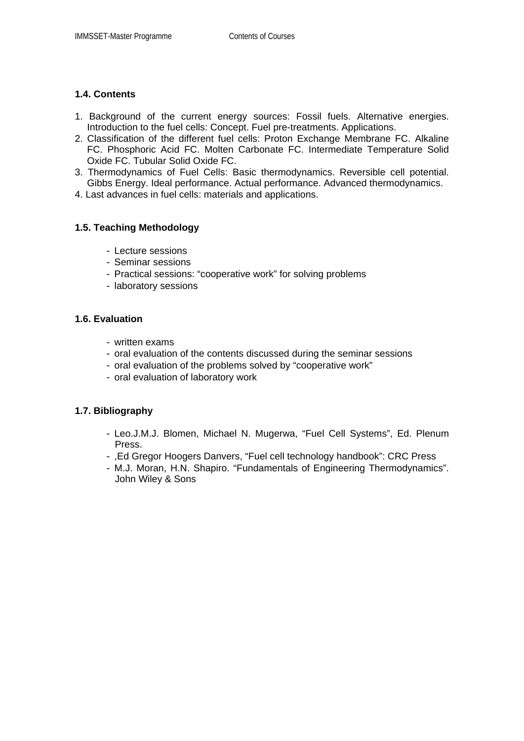### 1.4. Contents

1. Background of the current energy sources: Fossil fuels. Alternative energies. Introduction to the fuel cells: Concept. Fuel pre-treatments. Applications.
2. Classification of the different fuel cells: Proton Exchange Membrane FC. Alkaline FC. Phosphoric Acid FC. Molten Carbonate FC. Intermediate Temperature Solid Oxide FC. Tubular Solid Oxide FC.
3. Thermodynamics of Fuel Cells: Basic thermodynamics. Reversible cell potential. Gibbs Energy. Ideal performance. Actual performance. Advanced thermodynamics.
4. Last advances in fuel cells: materials and applications.

### 1.5. Teaching Methodology

- Lecture sessions
- Seminar sessions
- Practical sessions: "cooperative work" for solving problems
- laboratory sessions

### 1.6. Evaluation

- written exams
- oral evaluation of the contents discussed during the seminar sessions
- oral evaluation of the problems solved by "cooperative work"
- oral evaluation of laboratory work

### 1.7. Bibliography

- Leo.J.M.J. Blomen, Michael N. Mugerwa, "Fuel Cell Systems", Ed. Plenum Press.
- ,Ed Gregor Hoogers Danvers, "Fuel cell technology handbook": CRC Press
- M.J. Moran, H.N. Shapiro. "Fundamentals of Engineering Thermodynamics". John Wiley & Sons